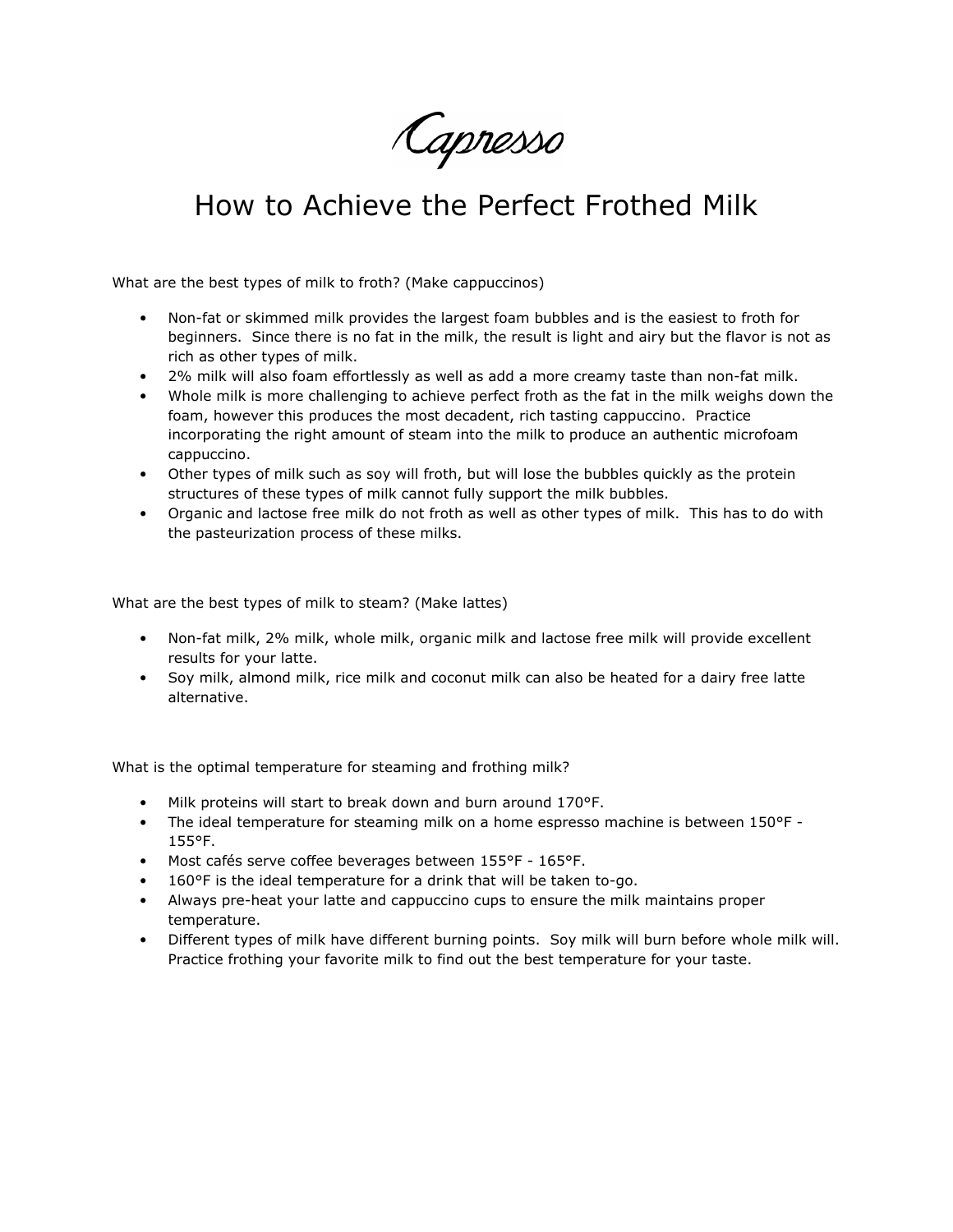# Capresso

## How to Achieve the Perfect Frothed Milk

What are the best types of milk to froth? (Make cappuccinos)

- Non-fat or skimmed milk provides the largest foam bubbles and is the easiest to froth for beginners. Since there is no fat in the milk, the result is light and airy but the flavor is not as rich as other types of milk.
- 2% milk will also foam effortlessly as well as add a more creamy taste than non-fat milk.
- Whole milk is more challenging to achieve perfect froth as the fat in the milk weighs down the foam, however this produces the most decadent, rich tasting cappuccino. Practice incorporating the right amount of steam into the milk to produce an authentic microfoam cappuccino.
- Other types of milk such as soy will froth, but will lose the bubbles quickly as the protein structures of these types of milk cannot fully support the milk bubbles.
- Organic and lactose free milk do not froth as well as other types of milk. This has to do with the pasteurization process of these milks.

What are the best types of milk to steam? (Make lattes)

- Non-fat milk, 2% milk, whole milk, organic milk and lactose free milk will provide excellent results for your latte.
- Soy milk, almond milk, rice milk and coconut milk can also be heated for a dairy free latte alternative.

What is the optimal temperature for steaming and frothing milk?

- Milk proteins will start to break down and burn around 170°F.
- The ideal temperature for steaming milk on a home espresso machine is between 150°F - 155°F.
- Most cafés serve coffee beverages between 155°F - 165°F.
- 160°F is the ideal temperature for a drink that will be taken to-go.
- Always pre-heat your latte and cappuccino cups to ensure the milk maintains proper temperature.
- Different types of milk have different burning points. Soy milk will burn before whole milk will. Practice frothing your favorite milk to find out the best temperature for your taste.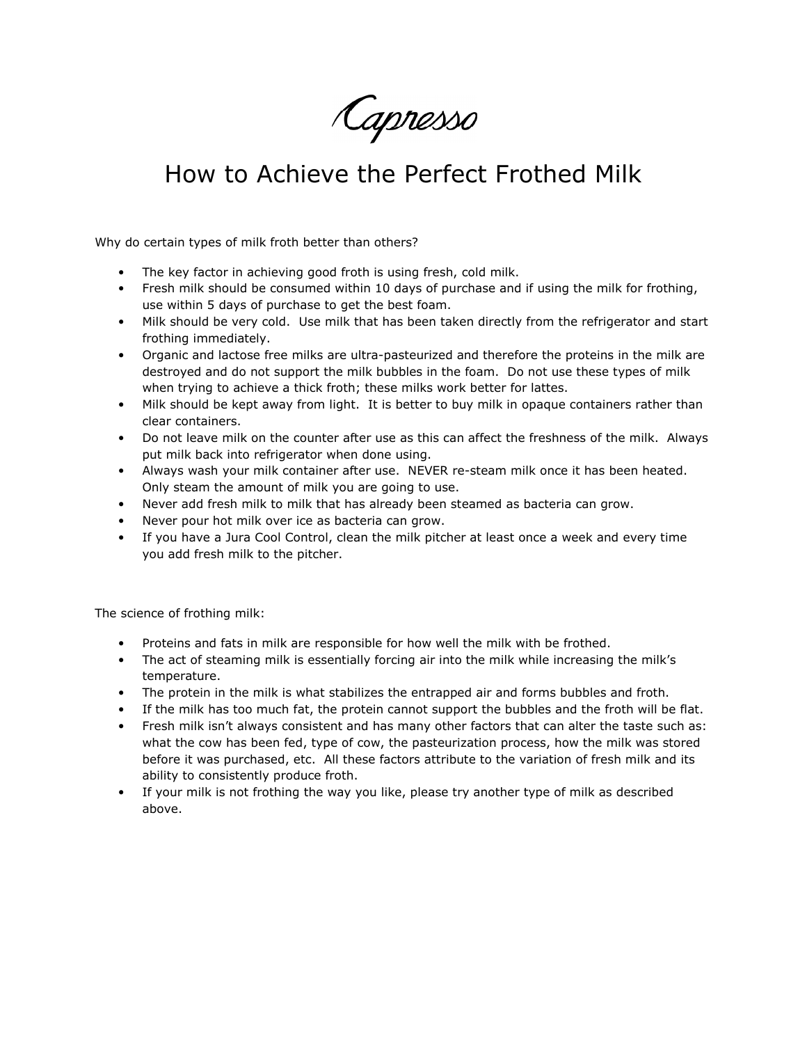Capresso

# How to Achieve the Perfect Frothed Milk

Why do certain types of milk froth better than others?

- The key factor in achieving good froth is using fresh, cold milk.
- Fresh milk should be consumed within 10 days of purchase and if using the milk for frothing, use within 5 days of purchase to get the best foam.
- Milk should be very cold. Use milk that has been taken directly from the refrigerator and start frothing immediately.
- Organic and lactose free milks are ultra-pasteurized and therefore the proteins in the milk are destroyed and do not support the milk bubbles in the foam. Do not use these types of milk when trying to achieve a thick froth; these milks work better for lattes.
- Milk should be kept away from light. It is better to buy milk in opaque containers rather than clear containers.
- Do not leave milk on the counter after use as this can affect the freshness of the milk. Always put milk back into refrigerator when done using.
- Always wash your milk container after use. NEVER re-steam milk once it has been heated. Only steam the amount of milk you are going to use.
- Never add fresh milk to milk that has already been steamed as bacteria can grow.
- Never pour hot milk over ice as bacteria can grow.
- If you have a Jura Cool Control, clean the milk pitcher at least once a week and every time you add fresh milk to the pitcher.

The science of frothing milk:

- Proteins and fats in milk are responsible for how well the milk with be frothed.
- The act of steaming milk is essentially forcing air into the milk while increasing the milk's temperature.
- The protein in the milk is what stabilizes the entrapped air and forms bubbles and froth.
- If the milk has too much fat, the protein cannot support the bubbles and the froth will be flat.
- Fresh milk isn't always consistent and has many other factors that can alter the taste such as: what the cow has been fed, type of cow, the pasteurization process, how the milk was stored before it was purchased, etc. All these factors attribute to the variation of fresh milk and its ability to consistently produce froth.
- If your milk is not frothing the way you like, please try another type of milk as described above.